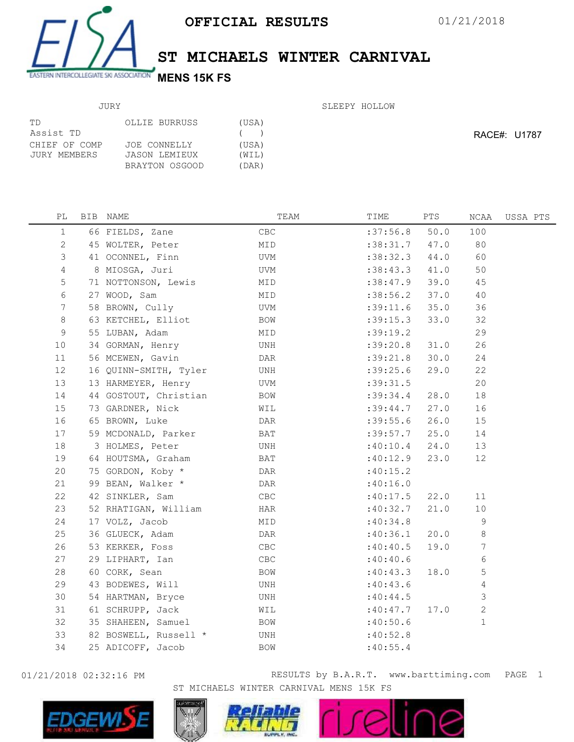# OFFICIAL RESULTS

01/21/2018

## ST MICHAELS WINTER CARNIVAL

### MENS 15K FS

EASTERN INTERCOLLEGIATE SKI ASSOCIATION

JURY

SLEEPY HOLLOW

| | | |
|---|---|---|
| TD | OLLIE BURRUSS | (USA) |
| Assist TD | | ( ) |
| CHIEF OF COMP | JOE CONNELLY | (USA) |
| JURY MEMBERS | JASON LEMIEUX | (WIL) |
| | BRAYTON OSGOOD | (DAR) |

RACE#: U1787

| PL | BIB | NAME | TEAM | TIME | PTS | NCAA | USSA PTS |
|---|---|---|---|---|---|---|---|
| 1 | 66 | FIELDS, Zane | CBC | :37:56.8 | 50.0 | 100 | |
| 2 | 45 | WOLTER, Peter | MID | :38:31.7 | 47.0 | 80 | |
| 3 | 41 | OCONNEL, Finn | UVM | :38:32.3 | 44.0 | 60 | |
| 4 | 8 | MIOSGA, Juri | UVM | :38:43.3 | 41.0 | 50 | |
| 5 | 71 | NOTTONSON, Lewis | MID | :38:47.9 | 39.0 | 45 | |
| 6 | 27 | WOOD, Sam | MID | :38:56.2 | 37.0 | 40 | |
| 7 | 58 | BROWN, Cully | UVM | :39:11.6 | 35.0 | 36 | |
| 8 | 63 | KETCHEL, Elliot | BOW | :39:15.3 | 33.0 | 32 | |
| 9 | 55 | LUBAN, Adam | MID | :39:19.2 | | 29 | |
| 10 | 34 | GORMAN, Henry | UNH | :39:20.8 | 31.0 | 26 | |
| 11 | 56 | MCEWEN, Gavin | DAR | :39:21.8 | 30.0 | 24 | |
| 12 | 16 | QUINN-SMITH, Tyler | UNH | :39:25.6 | 29.0 | 22 | |
| 13 | 13 | HARMEYER, Henry | UVM | :39:31.5 | | 20 | |
| 14 | 44 | GOSTOUT, Christian | BOW | :39:34.4 | 28.0 | 18 | |
| 15 | 73 | GARDNER, Nick | WIL | :39:44.7 | 27.0 | 16 | |
| 16 | 65 | BROWN, Luke | DAR | :39:55.6 | 26.0 | 15 | |
| 17 | 59 | MCDONALD, Parker | BAT | :39:57.7 | 25.0 | 14 | |
| 18 | 3 | HOLMES, Peter | UNH | :40:10.4 | 24.0 | 13 | |
| 19 | 64 | HOUTSMA, Graham | BAT | :40:12.9 | 23.0 | 12 | |
| 20 | 75 | GORDON, Koby * | DAR | :40:15.2 | | | |
| 21 | 99 | BEAN, Walker * | DAR | :40:16.0 | | | |
| 22 | 42 | SINKLER, Sam | CBC | :40:17.5 | 22.0 | 11 | |
| 23 | 52 | RHATIGAN, William | HAR | :40:32.7 | 21.0 | 10 | |
| 24 | 17 | VOLZ, Jacob | MID | :40:34.8 | | 9 | |
| 25 | 36 | GLUECK, Adam | DAR | :40:36.1 | 20.0 | 8 | |
| 26 | 53 | KERKER, Foss | CBC | :40:40.5 | 19.0 | 7 | |
| 27 | 29 | LIPHART, Ian | CBC | :40:40.6 | | 6 | |
| 28 | 60 | CORK, Sean | BOW | :40:43.3 | 18.0 | 5 | |
| 29 | 43 | BODEWES, Will | UNH | :40:43.6 | | 4 | |
| 30 | 54 | HARTMAN, Bryce | UNH | :40:44.5 | | 3 | |
| 31 | 61 | SCHRUPP, Jack | WIL | :40:47.7 | 17.0 | 2 | |
| 32 | 35 | SHAHEEN, Samuel | BOW | :40:50.6 | | 1 | |
| 33 | 82 | BOSWELL, Russell * | UNH | :40:52.8 | | | |
| 34 | 25 | ADICOFF, Jacob | BOW | :40:55.4 | | | |

01/21/2018 02:32:16 PM RESULTS by B.A.R.T. www.barttiming.com

ST MICHAELS WINTER CARNIVAL MENS 15K FS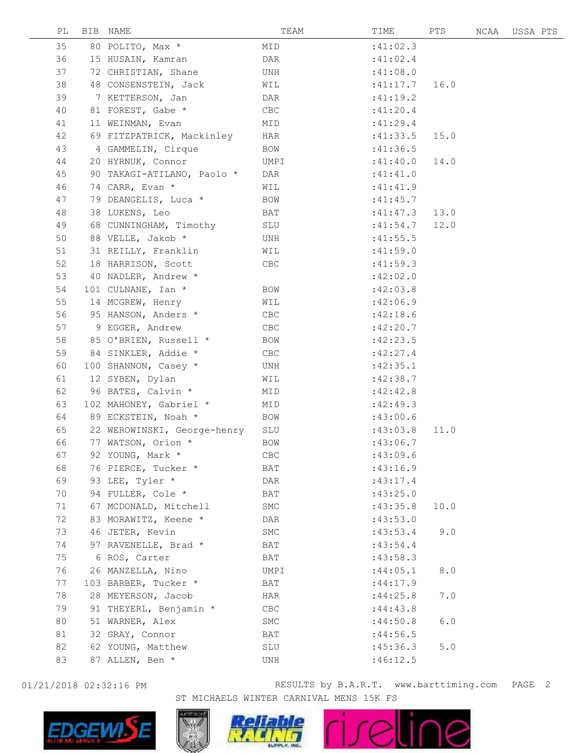| PL | BIB | NAME | TEAM | TIME | PTS | NCAA | USSA PTS |
|---|---|---|---|---|---|---|---|
| 35 | 80 | POLITO, Max * | MID | :41:02.3 | | | |
| 36 | 15 | HUSAIN, Kamran | DAR | :41:02.4 | | | |
| 37 | 72 | CHRISTIAN, Shane | UNH | :41:08.0 | | | |
| 38 | 48 | CONSENSTEIN, Jack | WIL | :41:17.7 | 16.0 | | |
| 39 | 7 | KETTERSON, Jan | DAR | :41:19.2 | | | |
| 40 | 81 | FOREST, Gabe * | CBC | :41:20.4 | | | |
| 41 | 11 | WEINMAN, Evan | MID | :41:29.4 | | | |
| 42 | 69 | FITZPATRICK, Mackinley | HAR | :41:33.5 | 15.0 | | |
| 43 | 4 | GAMMELIN, Cirque | BOW | :41:36.5 | | | |
| 44 | 20 | HYRNUK, Connor | UMPI | :41:40.0 | 14.0 | | |
| 45 | 90 | TAKAGI-ATILANO, Paolo * | DAR | :41:41.0 | | | |
| 46 | 74 | CARR, Evan * | WIL | :41:41.9 | | | |
| 47 | 79 | DEANGELIS, Luca * | BOW | :41:45.7 | | | |
| 48 | 38 | LUKENS, Leo | BAT | :41:47.3 | 13.0 | | |
| 49 | 68 | CUNNINGHAM, Timothy | SLU | :41:54.7 | 12.0 | | |
| 50 | 88 | VELLE, Jakob * | UNH | :41:55.5 | | | |
| 51 | 31 | REILLY, Franklin | WIL | :41:59.0 | | | |
| 52 | 18 | HARRISON, Scott | CBC | :41:59.3 | | | |
| 53 | 40 | NADLER, Andrew * | | :42:02.0 | | | |
| 54 | 101 | CULNANE, Ian * | BOW | :42:03.8 | | | |
| 55 | 14 | MCGREW, Henry | WIL | :42:06.9 | | | |
| 56 | 95 | HANSON, Anders * | CBC | :42:18.6 | | | |
| 57 | 9 | EGGER, Andrew | CBC | :42:20.7 | | | |
| 58 | 85 | O'BRIEN, Russell * | BOW | :42:23.5 | | | |
| 59 | 84 | SINKLER, Addie * | CBC | :42:27.4 | | | |
| 60 | 100 | SHANNON, Casey * | UNH | :42:35.1 | | | |
| 61 | 12 | SYBEN, Dylan | WIL | :42:38.7 | | | |
| 62 | 96 | BATES, Calvin * | MID | :42:42.8 | | | |
| 63 | 102 | MAHONEY, Gabriel * | MID | :42:49.3 | | | |
| 64 | 89 | ECKSTEIN, Noah * | BOW | :43:00.6 | | | |
| 65 | 22 | WEROWINSKI, George-henry | SLU | :43:03.8 | 11.0 | | |
| 66 | 77 | WATSON, Orion * | BOW | :43:06.7 | | | |
| 67 | 92 | YOUNG, Mark * | CBC | :43:09.6 | | | |
| 68 | 76 | PIERCE, Tucker * | BAT | :43:16.9 | | | |
| 69 | 93 | LEE, Tyler * | DAR | :43:17.4 | | | |
| 70 | 94 | FULLER, Cole * | BAT | :43:25.0 | | | |
| 71 | 67 | MCDONALD, Mitchell | SMC | :43:35.8 | 10.0 | | |
| 72 | 83 | MORAWITZ, Keene * | DAR | :43:53.0 | | | |
| 73 | 46 | JETER, Kevin | SMC | :43:53.4 | 9.0 | | |
| 74 | 97 | RAVENELLE, Brad * | BAT | :43:54.4 | | | |
| 75 | 6 | ROS, Carter | BAT | :43:58.3 | | | |
| 76 | 26 | MANZELLA, Nino | UMPI | :44:05.1 | 8.0 | | |
| 77 | 103 | BARBER, Tucker * | BAT | :44:17.9 | | | |
| 78 | 28 | MEYERSON, Jacob | HAR | :44:25.8 | 7.0 | | |
| 79 | 91 | THEYERL, Benjamin * | CBC | :44:43.8 | | | |
| 80 | 51 | WARNER, Alex | SMC | :44:50.8 | 6.0 | | |
| 81 | 32 | GRAY, Connor | BAT | :44:56.5 | | | |
| 82 | 62 | YOUNG, Matthew | SLU | :45:36.3 | 5.0 | | |
| 83 | 87 | ALLEN, Ben * | UNH | :46:12.5 | | | |

01/21/2018 02:32:16 PM RESULTS by B.A.R.T. www.barttiming.com

ST MICHAELS WINTER CARNIVAL MENS 15K FS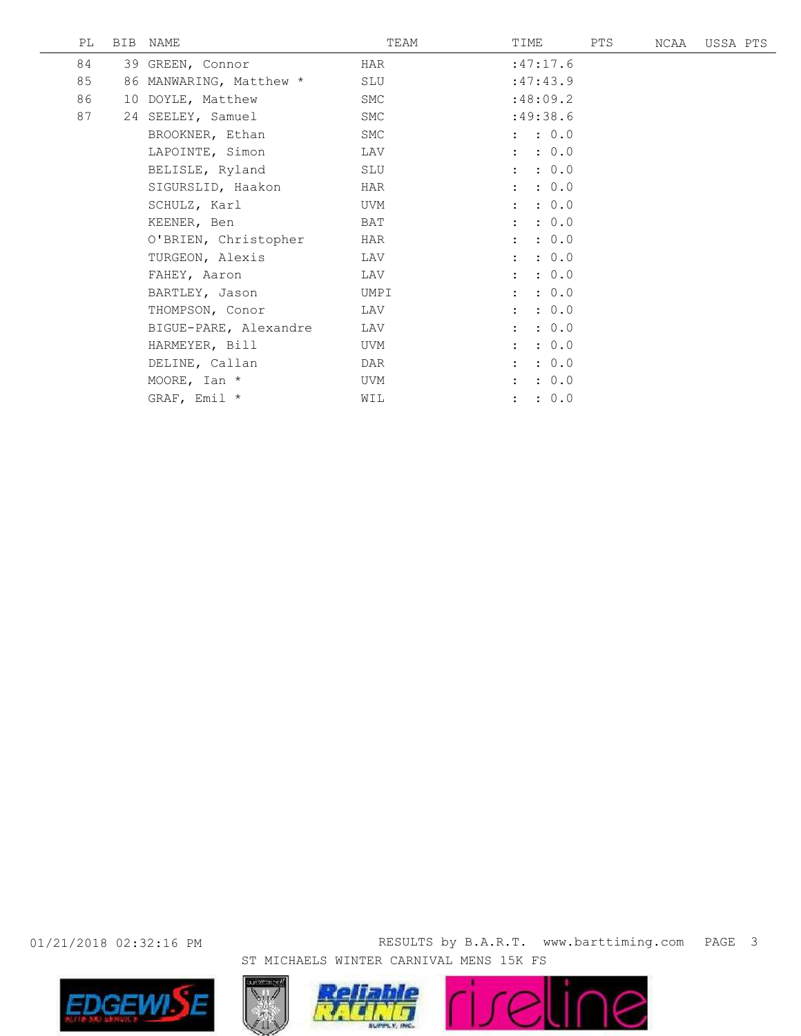| PL | BIB | NAME | TEAM | TIME | PTS | NCAA | USSA PTS |
|---|---|---|---|---|---|---|---|
| 84 | 39 | GREEN, Connor | HAR | :47:17.6 | | | |
| 85 | 86 | MANWARING, Matthew * | SLU | :47:43.9 | | | |
| 86 | 10 | DOYLE, Matthew | SMC | :48:09.2 | | | |
| 87 | 24 | SEELEY, Samuel | SMC | :49:38.6 | | | |
| | | BROOKNER, Ethan | SMC | : : 0.0 | | | |
| | | LAPOINTE, Simon | LAV | : : 0.0 | | | |
| | | BELISLE, Ryland | SLU | : : 0.0 | | | |
| | | SIGURSLID, Haakon | HAR | : : 0.0 | | | |
| | | SCHULZ, Karl | UVM | : : 0.0 | | | |
| | | KEENER, Ben | BAT | : : 0.0 | | | |
| | | O'BRIEN, Christopher | HAR | : : 0.0 | | | |
| | | TURGEON, Alexis | LAV | : : 0.0 | | | |
| | | FAHEY, Aaron | LAV | : : 0.0 | | | |
| | | BARTLEY, Jason | UMPI | : : 0.0 | | | |
| | | THOMPSON, Conor | LAV | : : 0.0 | | | |
| | | BIGUE-PARE, Alexandre | LAV | : : 0.0 | | | |
| | | HARMEYER, Bill | UVM | : : 0.0 | | | |
| | | DELINE, Callan | DAR | : : 0.0 | | | |
| | | MOORE, Ian * | UVM | : : 0.0 | | | |
| | | GRAF, Emil * | WIL | : : 0.0 | | | |

01/21/2018 02:32:16 PM RESULTS by B.A.R.T. www.barttiming.com

ST MICHAELS WINTER CARNIVAL MENS 15K FS